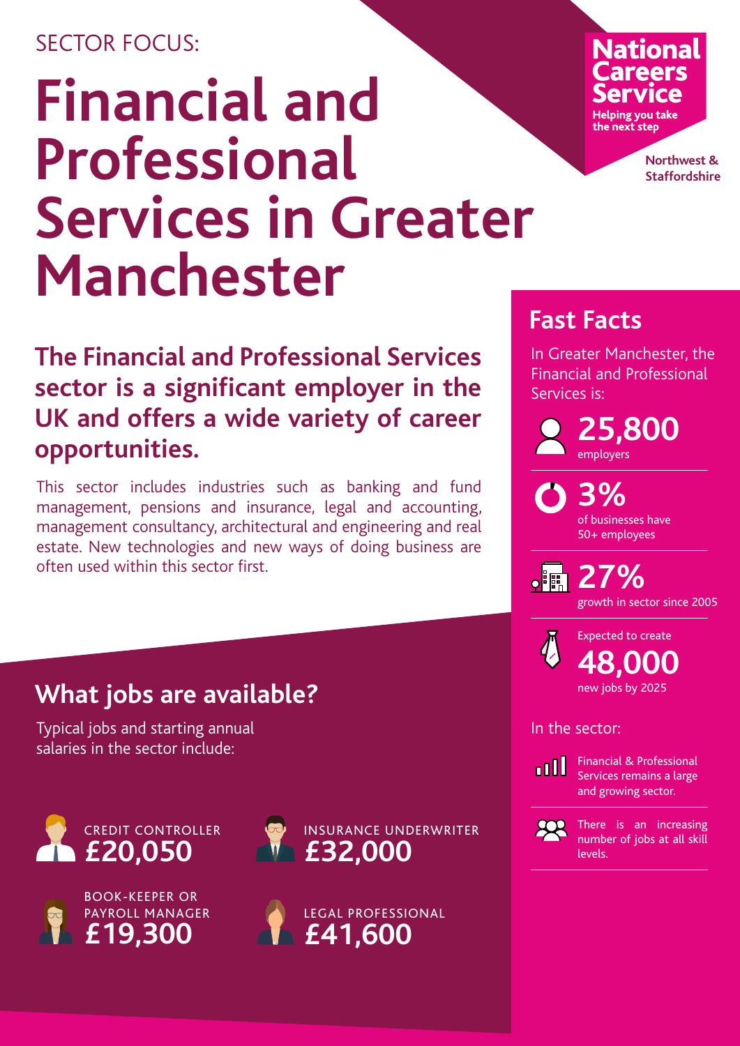SECTOR FOCUS:

# Financial and Professional Services in Greater Manchester

National Careers Service
Helping you take the next step

Northwest & Staffordshire

## The Financial and Professional Services sector is a significant employer in the UK and offers a wide variety of career opportunities.

This sector includes industries such as banking and fund management, pensions and insurance, legal and accounting, management consultancy, architectural and engineering and real estate. New technologies and new ways of doing business are often used within this sector first.

## What jobs are available?

Typical jobs and starting annual salaries in the sector include:

- CREDIT CONTROLLER **£20,050**
- INSURANCE UNDERWRITER **£32,000**
- BOOK-KEEPER OR PAYROLL MANAGER **£19,300**
- LEGAL PROFESSIONAL **£41,600**

## Fast Facts

In Greater Manchester, the Financial and Professional Services is:

- **25,800** employers
- **3%** of businesses have 50+ employees
- **27%** growth in sector since 2005
- Expected to create **48,000** new jobs by 2025

In the sector:

- Financial & Professional Services remains a large and growing sector.
- There is an increasing number of jobs at all skill levels.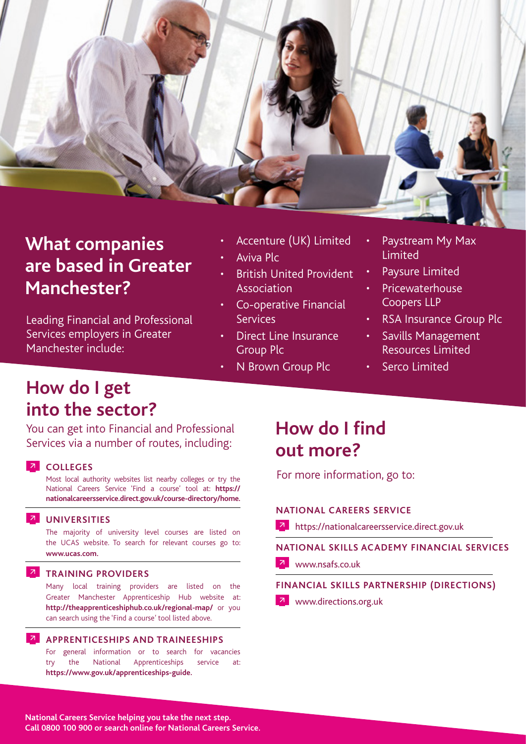## What companies are based in Greater Manchester?

Leading Financial and Professional Services employers in Greater Manchester include:

- Accenture (UK) Limited
- Aviva Plc
- British United Provident Association
- Co-operative Financial Services
- Direct Line Insurance Group Plc
- N Brown Group Plc
- Paystream My Max Limited
- Paysure Limited
- Pricewaterhouse Coopers LLP
- RSA Insurance Group Plc
- Savills Management Resources Limited
- Serco Limited

## How do I get into the sector?

You can get into Financial and Professional Services via a number of routes, including:

### COLLEGES

Most local authority websites list nearby colleges or try the National Careers Service 'Find a course' tool at: **https://nationalcareersservice.direct.gov.uk/course-directory/home.**

### UNIVERSITIES

The majority of university level courses are listed on the UCAS website. To search for relevant courses go to: **www.ucas.com.**

### TRAINING PROVIDERS

Many local training providers are listed on the Greater Manchester Apprenticeship Hub website at: **http://theapprenticeshiphub.co.uk/regional-map/** or you can search using the 'Find a course' tool listed above.

### APPRENTICESHIPS AND TRAINEESHIPS

For general information or to search for vacancies try the National Apprenticeships service at: **https://www.gov.uk/apprenticeships-guide.**

## How do I find out more?

For more information, go to:

### NATIONAL CAREERS SERVICE

https://nationalcareersservice.direct.gov.uk

### NATIONAL SKILLS ACADEMY FINANCIAL SERVICES

www.nsafs.co.uk

### FINANCIAL SKILLS PARTNERSHIP (DIRECTIONS)

www.directions.org.uk

**National Careers Service helping you take the next step.**
**Call 0800 100 900 or search online for National Careers Service.**